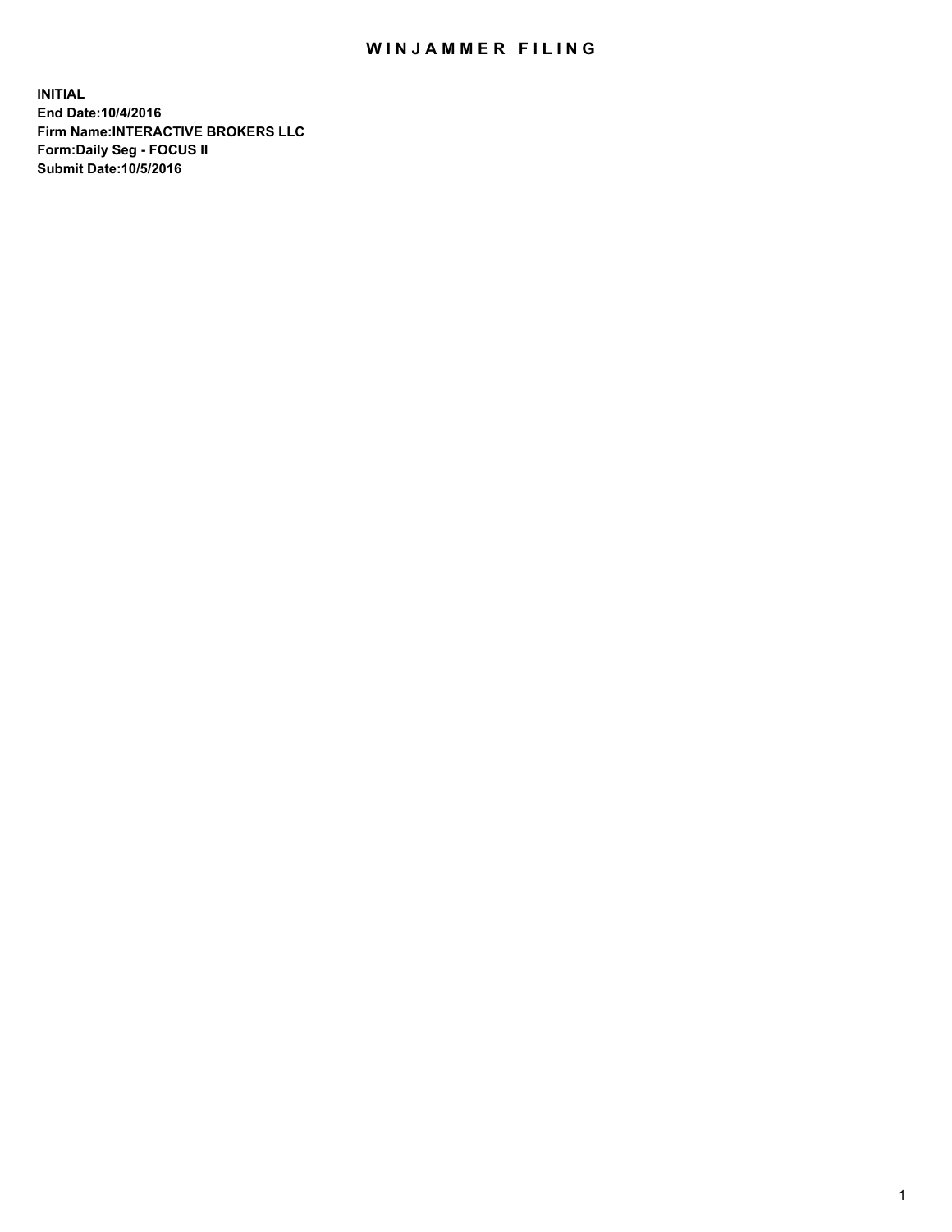# WINJAMMER FILING

**INITIAL**
**End Date:10/4/2016**
**Firm Name:INTERACTIVE BROKERS LLC**
**Form:Daily Seg - FOCUS II**
**Submit Date:10/5/2016**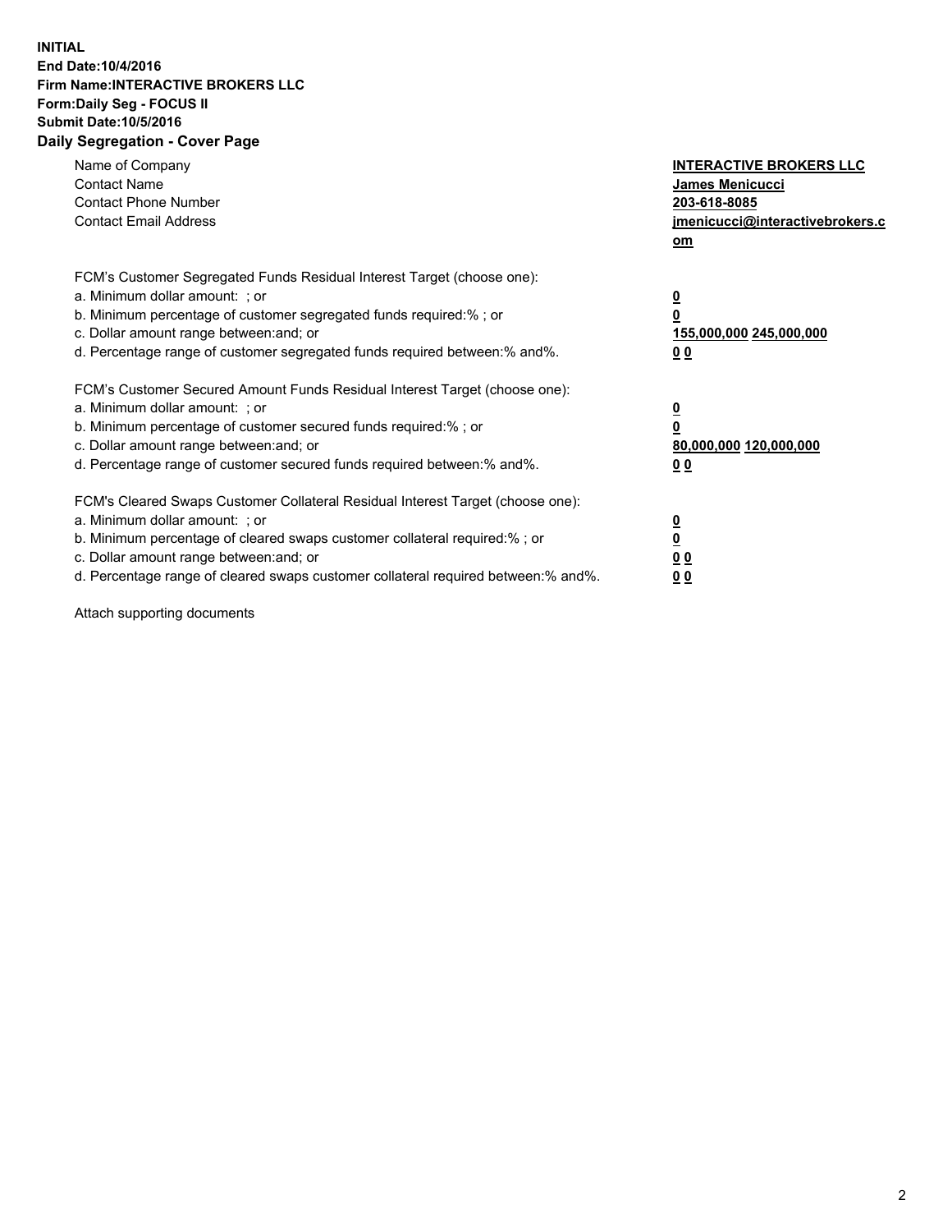**INITIAL**
**End Date:10/4/2016**
**Firm Name:INTERACTIVE BROKERS LLC**
**Form:Daily Seg - FOCUS II**
**Submit Date:10/5/2016**

## Daily Segregation - Cover Page

| | |
|---|---|
| Name of Company | **INTERACTIVE BROKERS LLC** |
| Contact Name | **James Menicucci** |
| Contact Phone Number | **203-618-8085** |
| Contact Email Address | **jmenicucci@interactivebrokers.com** |

FCM's Customer Segregated Funds Residual Interest Target (choose one):

| | |
|---|---|
| a. Minimum dollar amount: ; or | **0** |
| b. Minimum percentage of customer segregated funds required:% ; or | **0** |
| c. Dollar amount range between:and; or | **155,000,000 245,000,000** |
| d. Percentage range of customer segregated funds required between:% and%. | **0 0** |

FCM's Customer Secured Amount Funds Residual Interest Target (choose one):

| | |
|---|---|
| a. Minimum dollar amount: ; or | **0** |
| b. Minimum percentage of customer secured funds required:% ; or | **0** |
| c. Dollar amount range between:and; or | **80,000,000 120,000,000** |
| d. Percentage range of customer secured funds required between:% and%. | **0 0** |

FCM's Cleared Swaps Customer Collateral Residual Interest Target (choose one):

| | |
|---|---|
| a. Minimum dollar amount: ; or | **0** |
| b. Minimum percentage of cleared swaps customer collateral required:% ; or | **0** |
| c. Dollar amount range between:and; or | **0 0** |
| d. Percentage range of cleared swaps customer collateral required between:% and%. | **0 0** |

Attach supporting documents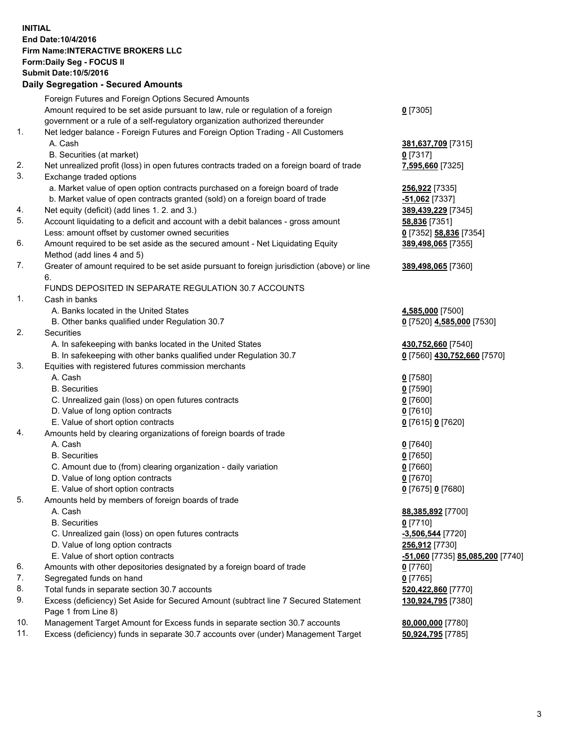**INITIAL**
**End Date:10/4/2016**
**Firm Name:INTERACTIVE BROKERS LLC**
**Form:Daily Seg - FOCUS II**
**Submit Date:10/5/2016**
**Daily Segregation - Secured Amounts**

| | | |
|---|---|---|
| | Foreign Futures and Foreign Options Secured Amounts | |
| | Amount required to be set aside pursuant to law, rule or regulation of a foreign government or a rule of a self-regulatory organization authorized thereunder | **0** [7305] |
| 1. | Net ledger balance - Foreign Futures and Foreign Option Trading - All Customers | |
| | A. Cash | **381,637,709** [7315] |
| | B. Securities (at market) | **0** [7317] |
| 2. | Net unrealized profit (loss) in open futures contracts traded on a foreign board of trade | **7,595,660** [7325] |
| 3. | Exchange traded options | |
| | a. Market value of open option contracts purchased on a foreign board of trade | **256,922** [7335] |
| | b. Market value of open contracts granted (sold) on a foreign board of trade | **-51,062** [7337] |
| 4. | Net equity (deficit) (add lines 1. 2. and 3.) | **389,439,229** [7345] |
| 5. | Account liquidating to a deficit and account with a debit balances - gross amount | **58,836** [7351] |
| | Less: amount offset by customer owned securities | **0** [7352] **58,836** [7354] |
| 6. | Amount required to be set aside as the secured amount - Net Liquidating Equity Method (add lines 4 and 5) | **389,498,065** [7355] |
| 7. | Greater of amount required to be set aside pursuant to foreign jurisdiction (above) or line 6. | **389,498,065** [7360] |
| | FUNDS DEPOSITED IN SEPARATE REGULATION 30.7 ACCOUNTS | |
| 1. | Cash in banks | |
| | A. Banks located in the United States | **4,585,000** [7500] |
| | B. Other banks qualified under Regulation 30.7 | **0** [7520] **4,585,000** [7530] |
| 2. | Securities | |
| | A. In safekeeping with banks located in the United States | **430,752,660** [7540] |
| | B. In safekeeping with other banks qualified under Regulation 30.7 | **0** [7560] **430,752,660** [7570] |
| 3. | Equities with registered futures commission merchants | |
| | A. Cash | **0** [7580] |
| | B. Securities | **0** [7590] |
| | C. Unrealized gain (loss) on open futures contracts | **0** [7600] |
| | D. Value of long option contracts | **0** [7610] |
| | E. Value of short option contracts | **0** [7615] **0** [7620] |
| 4. | Amounts held by clearing organizations of foreign boards of trade | |
| | A. Cash | **0** [7640] |
| | B. Securities | **0** [7650] |
| | C. Amount due to (from) clearing organization - daily variation | **0** [7660] |
| | D. Value of long option contracts | **0** [7670] |
| | E. Value of short option contracts | **0** [7675] **0** [7680] |
| 5. | Amounts held by members of foreign boards of trade | |
| | A. Cash | **88,385,892** [7700] |
| | B. Securities | **0** [7710] |
| | C. Unrealized gain (loss) on open futures contracts | **-3,506,544** [7720] |
| | D. Value of long option contracts | **256,912** [7730] |
| | E. Value of short option contracts | **-51,060** [7735] **85,085,200** [7740] |
| 6. | Amounts with other depositories designated by a foreign board of trade | **0** [7760] |
| 7. | Segregated funds on hand | **0** [7765] |
| 8. | Total funds in separate section 30.7 accounts | **520,422,860** [7770] |
| 9. | Excess (deficiency) Set Aside for Secured Amount (subtract line 7 Secured Statement Page 1 from Line 8) | **130,924,795** [7380] |
| 10. | Management Target Amount for Excess funds in separate section 30.7 accounts | **80,000,000** [7780] |
| 11. | Excess (deficiency) funds in separate 30.7 accounts over (under) Management Target | **50,924,795** [7785] |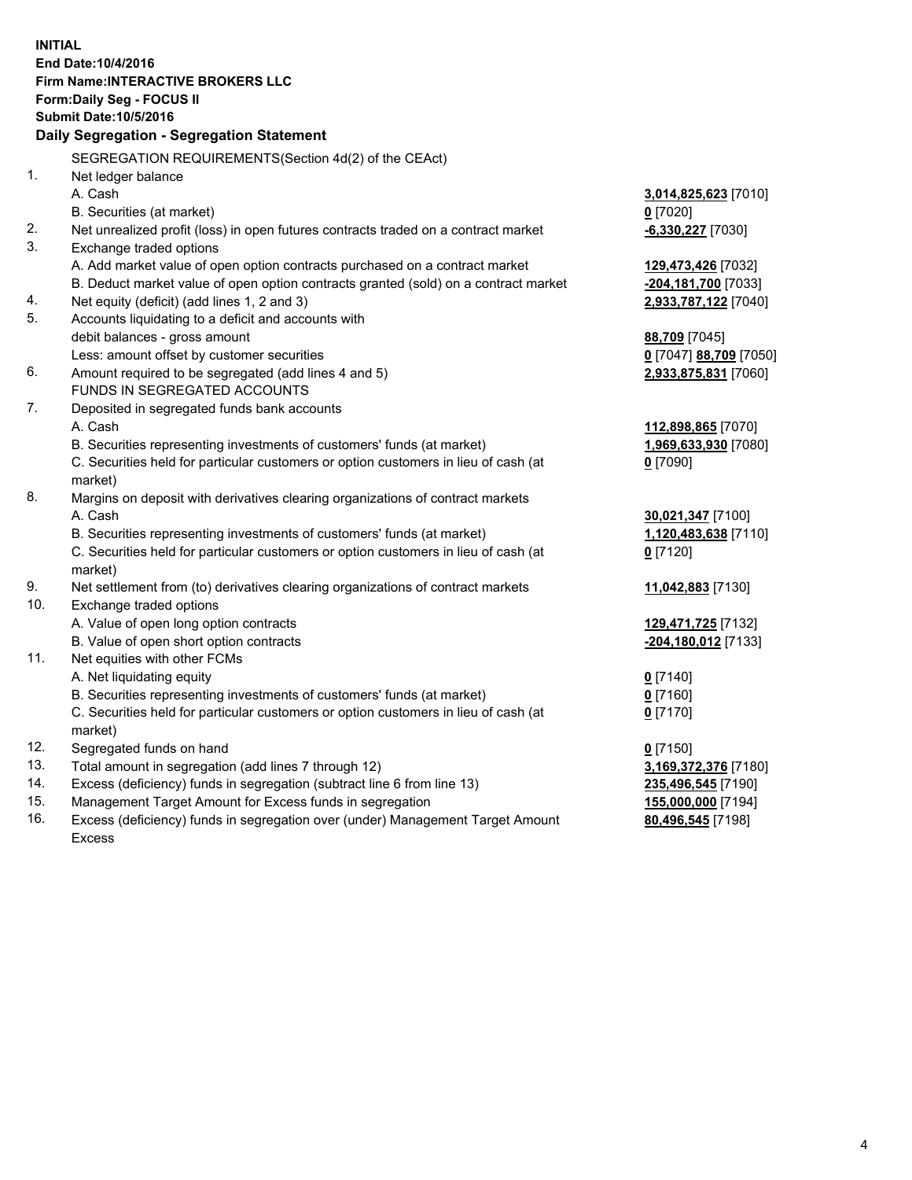**INITIAL**
**End Date:10/4/2016**
**Firm Name:INTERACTIVE BROKERS LLC**
**Form:Daily Seg - FOCUS II**
**Submit Date:10/5/2016**

**Daily Segregation - Segregation Statement**

SEGREGATION REQUIREMENTS(Section 4d(2) of the CEAct)

| | | |
|---|---|---|
| 1. | Net ledger balance | |
| | A. Cash | **3,014,825,623** [7010] |
| | B. Securities (at market) | **0** [7020] |
| 2. | Net unrealized profit (loss) in open futures contracts traded on a contract market | **-6,330,227** [7030] |
| 3. | Exchange traded options | |
| | A. Add market value of open option contracts purchased on a contract market | **129,473,426** [7032] |
| | B. Deduct market value of open option contracts granted (sold) on a contract market | **-204,181,700** [7033] |
| 4. | Net equity (deficit) (add lines 1, 2 and 3) | **2,933,787,122** [7040] |
| 5. | Accounts liquidating to a deficit and accounts with | |
| | debit balances - gross amount | **88,709** [7045] |
| | Less: amount offset by customer securities | **0** [7047] **88,709** [7050] |
| 6. | Amount required to be segregated (add lines 4 and 5) | **2,933,875,831** [7060] |
| | FUNDS IN SEGREGATED ACCOUNTS | |
| 7. | Deposited in segregated funds bank accounts | |
| | A. Cash | **112,898,865** [7070] |
| | B. Securities representing investments of customers' funds (at market) | **1,969,633,930** [7080] |
| | C. Securities held for particular customers or option customers in lieu of cash (at market) | **0** [7090] |
| 8. | Margins on deposit with derivatives clearing organizations of contract markets | |
| | A. Cash | **30,021,347** [7100] |
| | B. Securities representing investments of customers' funds (at market) | **1,120,483,638** [7110] |
| | C. Securities held for particular customers or option customers in lieu of cash (at market) | **0** [7120] |
| 9. | Net settlement from (to) derivatives clearing organizations of contract markets | **11,042,883** [7130] |
| 10. | Exchange traded options | |
| | A. Value of open long option contracts | **129,471,725** [7132] |
| | B. Value of open short option contracts | **-204,180,012** [7133] |
| 11. | Net equities with other FCMs | |
| | A. Net liquidating equity | **0** [7140] |
| | B. Securities representing investments of customers' funds (at market) | **0** [7160] |
| | C. Securities held for particular customers or option customers in lieu of cash (at market) | **0** [7170] |
| 12. | Segregated funds on hand | **0** [7150] |
| 13. | Total amount in segregation (add lines 7 through 12) | **3,169,372,376** [7180] |
| 14. | Excess (deficiency) funds in segregation (subtract line 6 from line 13) | **235,496,545** [7190] |
| 15. | Management Target Amount for Excess funds in segregation | **155,000,000** [7194] |
| 16. | Excess (deficiency) funds in segregation over (under) Management Target Amount Excess | **80,496,545** [7198] |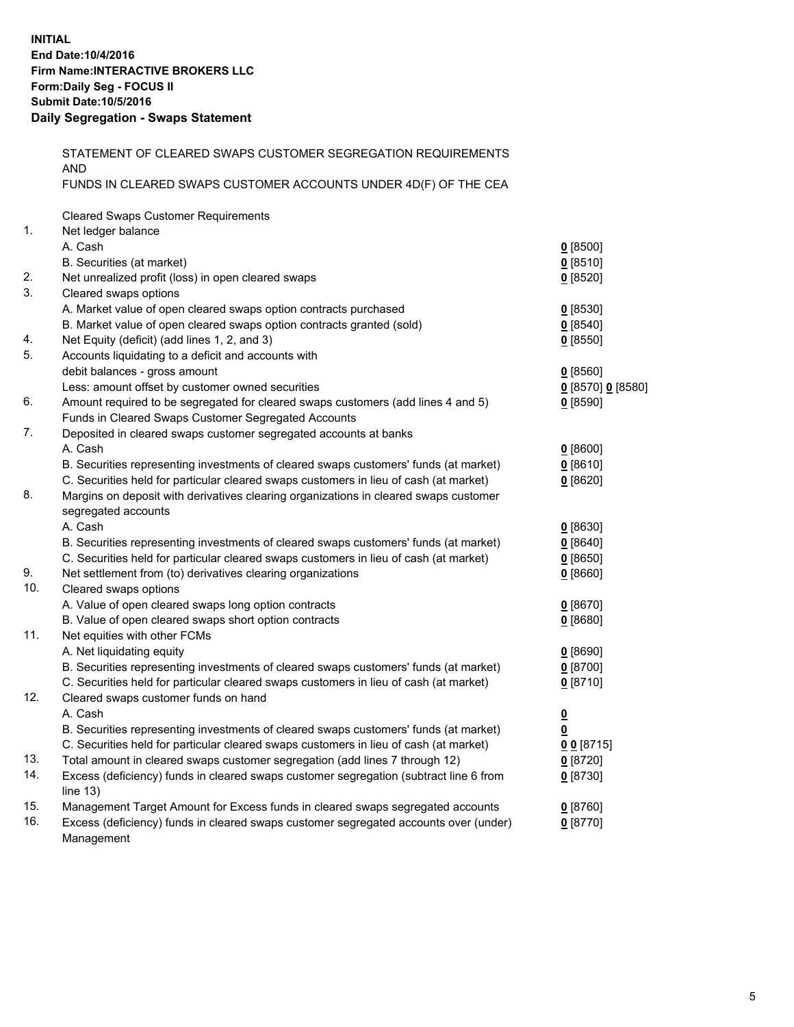**INITIAL**
**End Date:10/4/2016**
**Firm Name:INTERACTIVE BROKERS LLC**
**Form:Daily Seg - FOCUS II**
**Submit Date:10/5/2016**
**Daily Segregation - Swaps Statement**

STATEMENT OF CLEARED SWAPS CUSTOMER SEGREGATION REQUIREMENTS AND FUNDS IN CLEARED SWAPS CUSTOMER ACCOUNTS UNDER 4D(F) OF THE CEA

| | | |
|---|---|---|
| | Cleared Swaps Customer Requirements | |
| 1. | Net ledger balance | |
| | A. Cash | 0 [8500] |
| | B. Securities (at market) | 0 [8510] |
| 2. | Net unrealized profit (loss) in open cleared swaps | 0 [8520] |
| 3. | Cleared swaps options | |
| | A. Market value of open cleared swaps option contracts purchased | 0 [8530] |
| | B. Market value of open cleared swaps option contracts granted (sold) | 0 [8540] |
| 4. | Net Equity (deficit) (add lines 1, 2, and 3) | 0 [8550] |
| 5. | Accounts liquidating to a deficit and accounts with debit balances - gross amount | 0 [8560] |
| | Less: amount offset by customer owned securities | 0 [8570] 0 [8580] |
| 6. | Amount required to be segregated for cleared swaps customers (add lines 4 and 5) | 0 [8590] |
| | Funds in Cleared Swaps Customer Segregated Accounts | |
| 7. | Deposited in cleared swaps customer segregated accounts at banks | |
| | A. Cash | 0 [8600] |
| | B. Securities representing investments of cleared swaps customers' funds (at market) | 0 [8610] |
| | C. Securities held for particular cleared swaps customers in lieu of cash (at market) | 0 [8620] |
| 8. | Margins on deposit with derivatives clearing organizations in cleared swaps customer segregated accounts | |
| | A. Cash | 0 [8630] |
| | B. Securities representing investments of cleared swaps customers' funds (at market) | 0 [8640] |
| | C. Securities held for particular cleared swaps customers in lieu of cash (at market) | 0 [8650] |
| 9. | Net settlement from (to) derivatives clearing organizations | 0 [8660] |
| 10. | Cleared swaps options | |
| | A. Value of open cleared swaps long option contracts | 0 [8670] |
| | B. Value of open cleared swaps short option contracts | 0 [8680] |
| 11. | Net equities with other FCMs | |
| | A. Net liquidating equity | 0 [8690] |
| | B. Securities representing investments of cleared swaps customers' funds (at market) | 0 [8700] |
| | C. Securities held for particular cleared swaps customers in lieu of cash (at market) | 0 [8710] |
| 12. | Cleared swaps customer funds on hand | |
| | A. Cash | 0 |
| | B. Securities representing investments of cleared swaps customers' funds (at market) | 0 |
| | C. Securities held for particular cleared swaps customers in lieu of cash (at market) | 0 0 [8715] |
| 13. | Total amount in cleared swaps customer segregation (add lines 7 through 12) | 0 [8720] |
| 14. | Excess (deficiency) funds in cleared swaps customer segregation (subtract line 6 from line 13) | 0 [8730] |
| 15. | Management Target Amount for Excess funds in cleared swaps segregated accounts | 0 [8760] |
| 16. | Excess (deficiency) funds in cleared swaps customer segregated accounts over (under) Management | 0 [8770] |